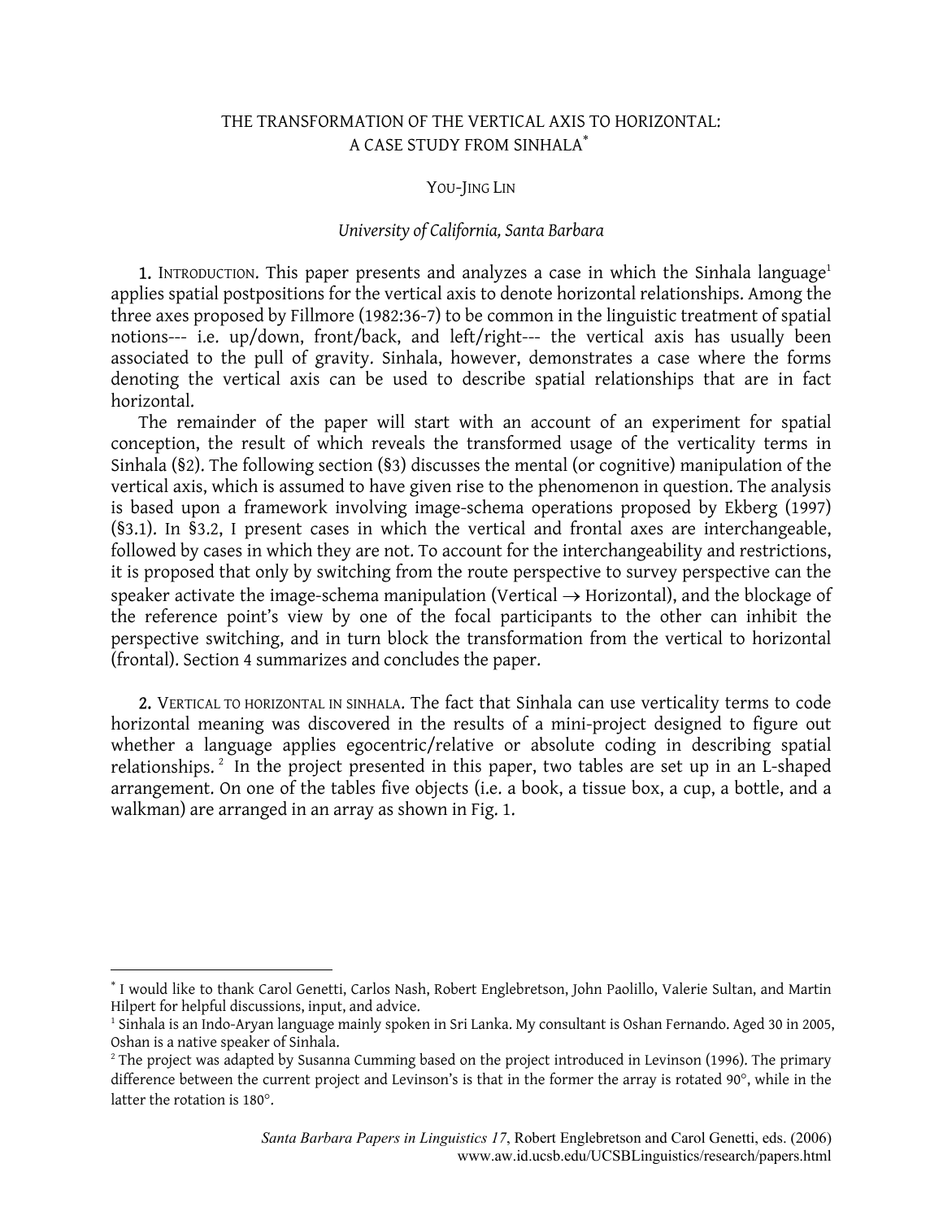# THE TRANSFORMATION OF THE VERTICAL AXIS TO HORIZONTAL: A CASE STUDY FROM SINHALA*

YOU-JING LIN

*University of California, Santa Barbara*

1. INTRODUCTION. This paper presents and analyzes a case in which the Sinhala language[1] applies spatial postpositions for the vertical axis to denote horizontal relationships. Among the three axes proposed by Fillmore (1982:36-7) to be common in the linguistic treatment of spatial notions--- i.e. up/down, front/back, and left/right--- the vertical axis has usually been associated to the pull of gravity. Sinhala, however, demonstrates a case where the forms denoting the vertical axis can be used to describe spatial relationships that are in fact horizontal.

The remainder of the paper will start with an account of an experiment for spatial conception, the result of which reveals the transformed usage of the verticality terms in Sinhala (§2). The following section (§3) discusses the mental (or cognitive) manipulation of the vertical axis, which is assumed to have given rise to the phenomenon in question. The analysis is based upon a framework involving image-schema operations proposed by Ekberg (1997) (§3.1). In §3.2, I present cases in which the vertical and frontal axes are interchangeable, followed by cases in which they are not. To account for the interchangeability and restrictions, it is proposed that only by switching from the route perspective to survey perspective can the speaker activate the image-schema manipulation (Vertical $\rightarrow$ Horizontal), and the blockage of the reference point's view by one of the focal participants to the other can inhibit the perspective switching, and in turn block the transformation from the vertical to horizontal (frontal). Section 4 summarizes and concludes the paper.

2. VERTICAL TO HORIZONTAL IN SINHALA. The fact that Sinhala can use verticality terms to code horizontal meaning was discovered in the results of a mini-project designed to figure out whether a language applies egocentric/relative or absolute coding in describing spatial relationships.[2] In the project presented in this paper, two tables are set up in an L-shaped arrangement. On one of the tables five objects (i.e. a book, a tissue box, a cup, a bottle, and a walkman) are arranged in an array as shown in Fig. 1.

---

* I would like to thank Carol Genetti, Carlos Nash, Robert Englebretson, John Paolillo, Valerie Sultan, and Martin Hilpert for helpful discussions, input, and advice.

[1] Sinhala is an Indo-Aryan language mainly spoken in Sri Lanka. My consultant is Oshan Fernando. Aged 30 in 2005, Oshan is a native speaker of Sinhala.

[2] The project was adapted by Susanna Cumming based on the project introduced in Levinson (1996). The primary difference between the current project and Levinson's is that in the former the array is rotated 90°, while in the latter the rotation is 180°.

*Santa Barbara Papers in Linguistics 17*, Robert Englebretson and Carol Genetti, eds. (2006)
www.aw.id.ucsb.edu/UCSBLinguistics/research/papers.html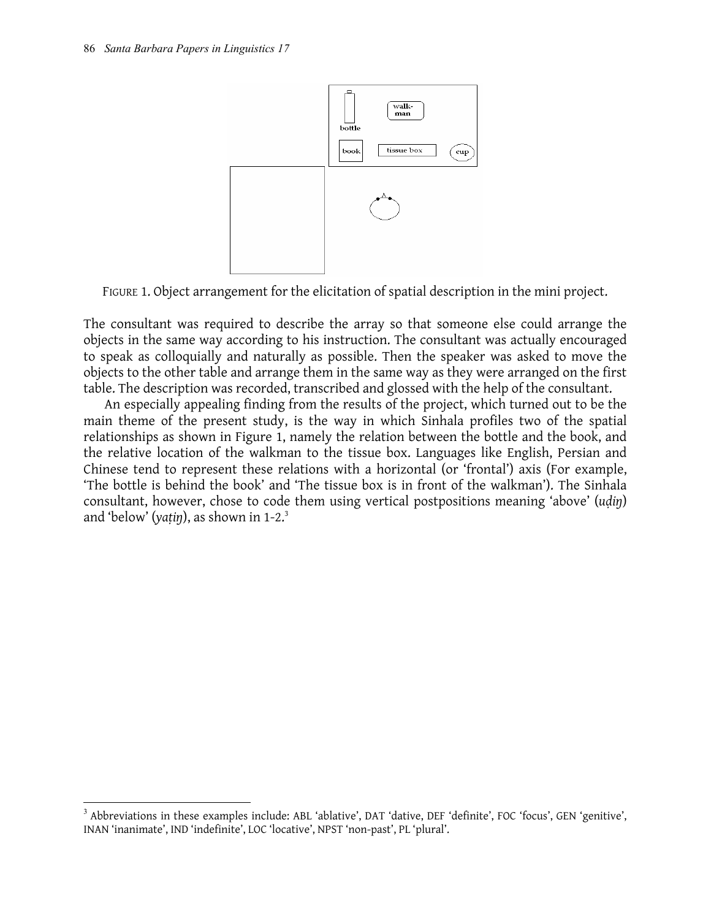FIGURE 1. Object arrangement for the elicitation of spatial description in the mini project.

The consultant was required to describe the array so that someone else could arrange the objects in the same way according to his instruction. The consultant was actually encouraged to speak as colloquially and naturally as possible. Then the speaker was asked to move the objects to the other table and arrange them in the same way as they were arranged on the first table. The description was recorded, transcribed and glossed with the help of the consultant.

An especially appealing finding from the results of the project, which turned out to be the main theme of the present study, is the way in which Sinhala profiles two of the spatial relationships as shown in Figure 1, namely the relation between the bottle and the book, and the relative location of the walkman to the tissue box. Languages like English, Persian and Chinese tend to represent these relations with a horizontal (or 'frontal') axis (For example, 'The bottle is behind the book' and 'The tissue box is in front of the walkman'). The Sinhala consultant, however, chose to code them using vertical postpositions meaning 'above' (*uḍiŋ*) and 'below' (*yaṭiŋ*), as shown in 1-2.[3]

[3] Abbreviations in these examples include: ABL 'ablative', DAT 'dative, DEF 'definite', FOC 'focus', GEN 'genitive', INAN 'inanimate', IND 'indefinite', LOC 'locative', NPST 'non-past', PL 'plural'.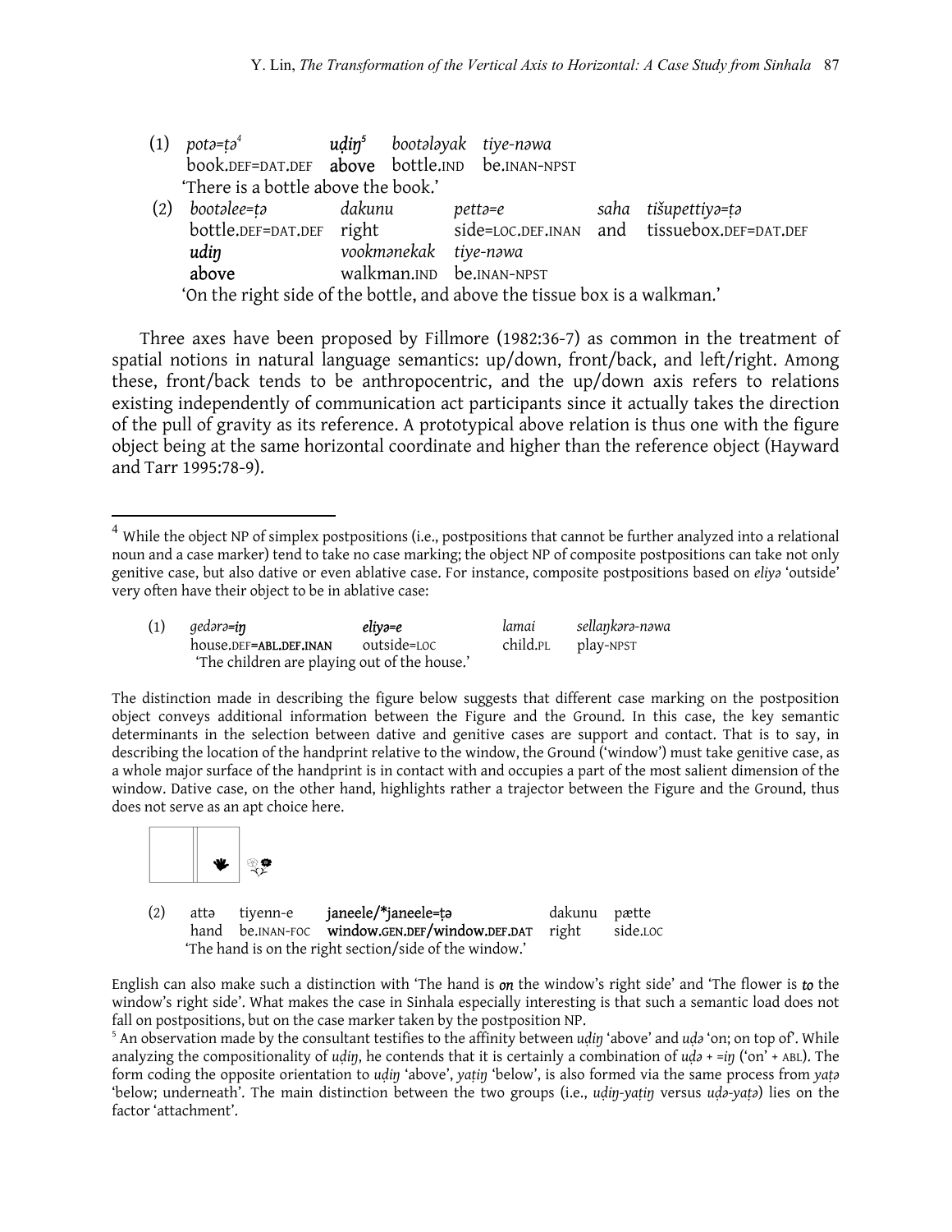(1) *potə=ṭə*[4] **uḍiŋ**[5] *bootələyak tiye-nəwa*
book.DEF=DAT.DEF **above** bottle.IND be.INAN-NPST
'There is a bottle above the book.'

(2) *bootəlee=ṭə dakunu pettə=e saha tišupettiyə=ṭə*
bottle.DEF=DAT.DEF right side=LOC.DEF.INAN and tissuebox.DEF=DAT.DEF
**udiŋ** *vookmənekak tiye-nəwa*
**above** walkman.IND be.INAN-NPST
'On the right side of the bottle, and above the tissue box is a walkman.'

Three axes have been proposed by Fillmore (1982:36-7) as common in the treatment of spatial notions in natural language semantics: up/down, front/back, and left/right. Among these, front/back tends to be anthropocentric, and the up/down axis refers to relations existing independently of communication act participants since it actually takes the direction of the pull of gravity as its reference. A prototypical above relation is thus one with the figure object being at the same horizontal coordinate and higher than the reference object (Hayward and Tarr 1995:78-9).

---

[4] While the object NP of simplex postpositions (i.e., postpositions that cannot be further analyzed into a relational noun and a case marker) tend to take no case marking; the object NP of composite postpositions can take not only genitive case, but also dative or even ablative case. For instance, composite postpositions based on *eliyə* 'outside' very often have their object to be in ablative case:

(1) *gedərə=**iŋ*** ***eliyə=e*** *lamai sellaŋkərə-nəwa*
house.DEF=**ABL.DEF.INAN** outside=LOC child.PL play-NPST
'The children are playing out of the house.'

The distinction made in describing the figure below suggests that different case marking on the postposition object conveys additional information between the Figure and the Ground. In this case, the key semantic determinants in the selection between dative and genitive cases are support and contact. That is to say, in describing the location of the handprint relative to the window, the Ground ('window') must take genitive case, as a whole major surface of the handprint is in contact with and occupies a part of the most salient dimension of the window. Dative case, on the other hand, highlights rather a trajector between the Figure and the Ground, thus does not serve as an apt choice here.

(2) attə tiyenn-e **janeele/*janeele=ṭə** dakunu pætte
hand be.INAN-FOC **window.GEN.DEF/window.DEF.DAT** right side.LOC
'The hand is on the right section/side of the window.'

English can also make such a distinction with 'The hand is ***on*** the window's right side' and 'The flower is ***to*** the window's right side'. What makes the case in Sinhala especially interesting is that such a semantic load does not fall on postpositions, but on the case marker taken by the postposition NP.

[5] An observation made by the consultant testifies to the affinity between *uḍiŋ* 'above' and *uḍə* 'on; on top of'. While analyzing the compositionality of *uḍiŋ*, he contends that it is certainly a combination of *uḍə* + *=iŋ* ('on' + ABL). The form coding the opposite orientation to *uḍiŋ* 'above', *yaṭiŋ* 'below', is also formed via the same process from *yaṭə* 'below; underneath'. The main distinction between the two groups (i.e., *uḍiŋ-yaṭiŋ* versus *uḍə-yaṭə*) lies on the factor 'attachment'.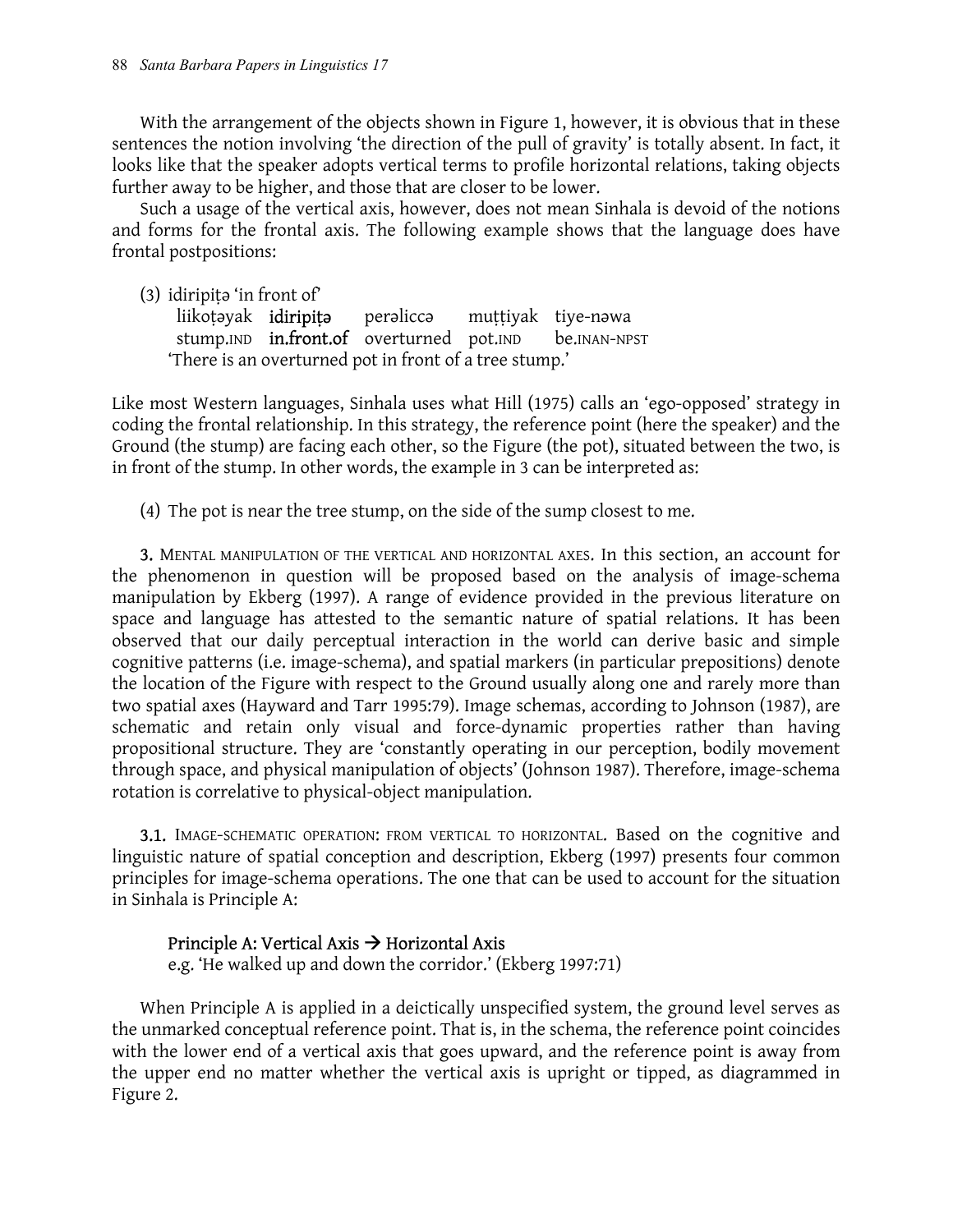With the arrangement of the objects shown in Figure 1, however, it is obvious that in these sentences the notion involving 'the direction of the pull of gravity' is totally absent. In fact, it looks like that the speaker adopts vertical terms to profile horizontal relations, taking objects further away to be higher, and those that are closer to be lower.

Such a usage of the vertical axis, however, does not mean Sinhala is devoid of the notions and forms for the frontal axis. The following example shows that the language does have frontal postpositions:

(3) idiripiṭə 'in front of'

| liikoṭəyak | **idiripiṭə** | perəliccə | muṭṭiyak | tiye-nəwa |
|---|---|---|---|---|
| stump.IND | **in.front.of** | overturned | pot.IND | be.INAN-NPST |

'There is an overturned pot in front of a tree stump.'

Like most Western languages, Sinhala uses what Hill (1975) calls an 'ego-opposed' strategy in coding the frontal relationship. In this strategy, the reference point (here the speaker) and the Ground (the stump) are facing each other, so the Figure (the pot), situated between the two, is in front of the stump. In other words, the example in 3 can be interpreted as:

(4) The pot is near the tree stump, on the side of the sump closest to me.

**3.** MENTAL MANIPULATION OF THE VERTICAL AND HORIZONTAL AXES. In this section, an account for the phenomenon in question will be proposed based on the analysis of image-schema manipulation by Ekberg (1997). A range of evidence provided in the previous literature on space and language has attested to the semantic nature of spatial relations. It has been observed that our daily perceptual interaction in the world can derive basic and simple cognitive patterns (i.e. image-schema), and spatial markers (in particular prepositions) denote the location of the Figure with respect to the Ground usually along one and rarely more than two spatial axes (Hayward and Tarr 1995:79). Image schemas, according to Johnson (1987), are schematic and retain only visual and force-dynamic properties rather than having propositional structure. They are 'constantly operating in our perception, bodily movement through space, and physical manipulation of objects' (Johnson 1987). Therefore, image-schema rotation is correlative to physical-object manipulation.

**3.1.** IMAGE-SCHEMATIC OPERATION: FROM VERTICAL TO HORIZONTAL. Based on the cognitive and linguistic nature of spatial conception and description, Ekberg (1997) presents four common principles for image-schema operations. The one that can be used to account for the situation in Sinhala is Principle A:

**Principle A: Vertical Axis → Horizontal Axis**
e.g. 'He walked up and down the corridor.' (Ekberg 1997:71)

When Principle A is applied in a deictically unspecified system, the ground level serves as the unmarked conceptual reference point. That is, in the schema, the reference point coincides with the lower end of a vertical axis that goes upward, and the reference point is away from the upper end no matter whether the vertical axis is upright or tipped, as diagrammed in Figure 2.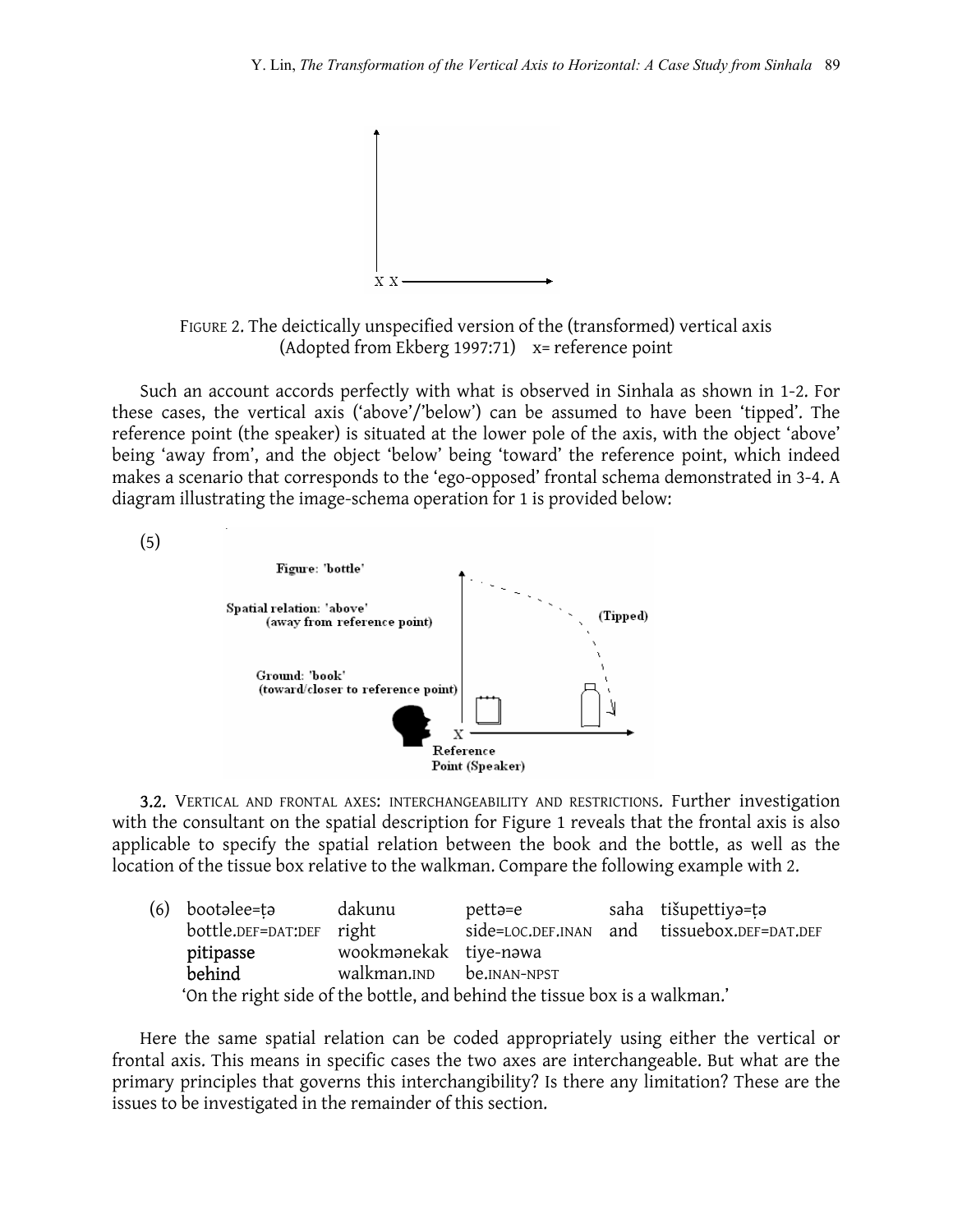FIGURE 2. The deictically unspecified version of the (transformed) vertical axis (Adopted from Ekberg 1997:71) x= reference point

Such an account accords perfectly with what is observed in Sinhala as shown in 1-2. For these cases, the vertical axis ('above'/'below') can be assumed to have been 'tipped'. The reference point (the speaker) is situated at the lower pole of the axis, with the object 'above' being 'away from', and the object 'below' being 'toward' the reference point, which indeed makes a scenario that corresponds to the 'ego-opposed' frontal schema demonstrated in 3-4. A diagram illustrating the image-schema operation for 1 is provided below:

(5)

**3.2.** VERTICAL AND FRONTAL AXES: INTERCHANGEABILITY AND RESTRICTIONS. Further investigation with the consultant on the spatial description for Figure 1 reveals that the frontal axis is also applicable to specify the spatial relation between the book and the bottle, as well as the location of the tissue box relative to the walkman. Compare the following example with 2.

(6) bootəlee=ṭə dakunu pettə=e saha tišupettiyə=ṭə
bottle.DEF=DAT:DEF right side=LOC.DEF.INAN and tissuebox.DEF=DAT.DEF
**pitipasse** wookmənekak tiye-nəwa
**behind** walkman.IND be.INAN-NPST
'On the right side of the bottle, and behind the tissue box is a walkman.'

Here the same spatial relation can be coded appropriately using either the vertical or frontal axis. This means in specific cases the two axes are interchangeable. But what are the primary principles that governs this interchangibility? Is there any limitation? These are the issues to be investigated in the remainder of this section.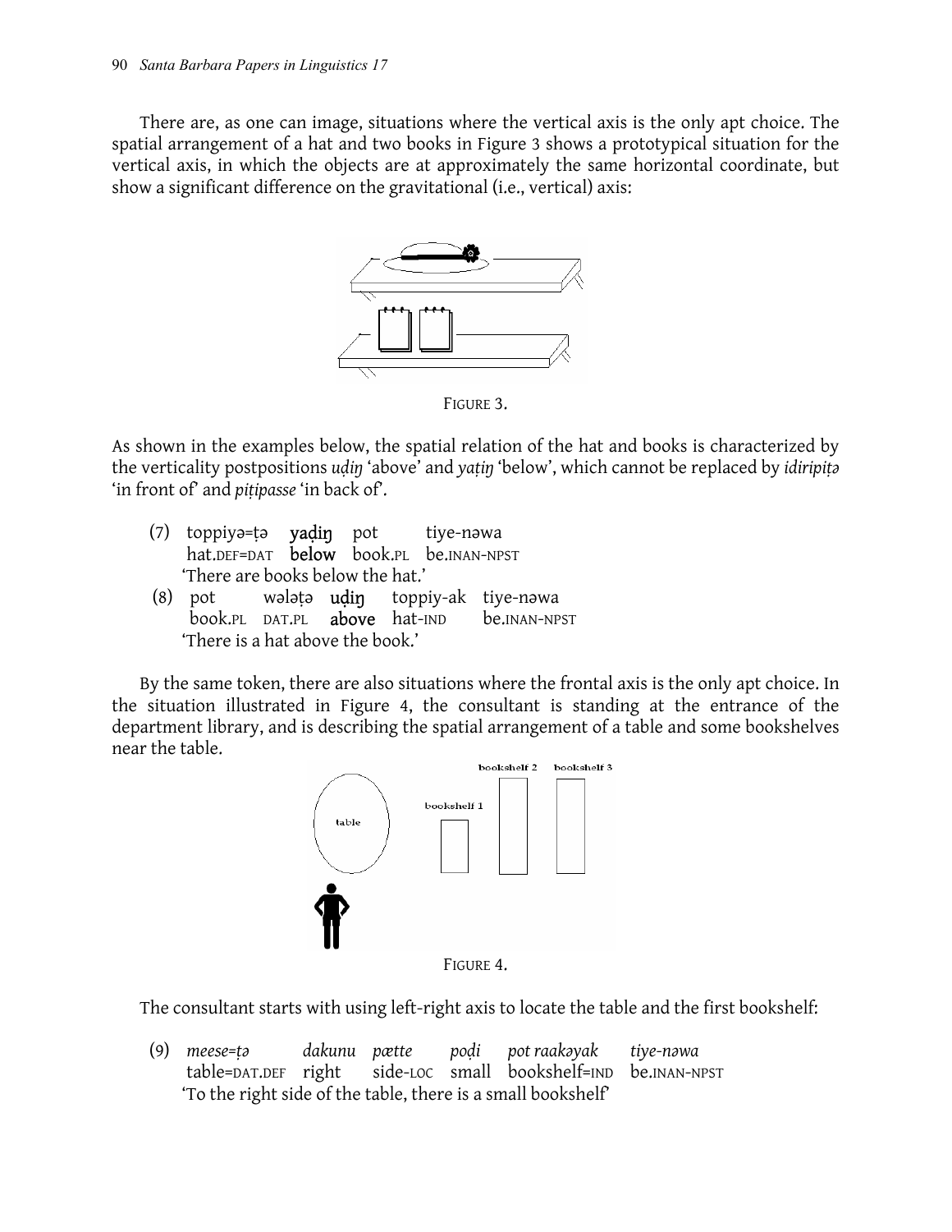There are, as one can image, situations where the vertical axis is the only apt choice. The spatial arrangement of a hat and two books in Figure 3 shows a prototypical situation for the vertical axis, in which the objects are at approximately the same horizontal coordinate, but show a significant difference on the gravitational (i.e., vertical) axis:

FIGURE 3.

As shown in the examples below, the spatial relation of the hat and books is characterized by the verticality postpositions *uḍiŋ* 'above' and *yaṭiŋ* 'below', which cannot be replaced by *idiripiṭə* 'in front of' and *piṭipasse* 'in back of'.

(7) toppiyə=ṭə **yaḍiŋ** pot tiye-nəwa
hat.DEF=DAT **below** book.PL be.INAN-NPST
'There are books below the hat.'

(8) pot wələṭə **uḍiŋ** toppiy-ak tiye-nəwa
book.PL DAT.PL **above** hat-IND be.INAN-NPST
'There is a hat above the book.'

By the same token, there are also situations where the frontal axis is the only apt choice. In the situation illustrated in Figure 4, the consultant is standing at the entrance of the department library, and is describing the spatial arrangement of a table and some bookshelves near the table.

FIGURE 4.

The consultant starts with using left-right axis to locate the table and the first bookshelf:

(9) *meese=ṭə dakunu pætte poḍi pot raakəyak tiye-nəwa*
table=DAT.DEF right side-LOC small bookshelf=IND be.INAN-NPST
'To the right side of the table, there is a small bookshelf'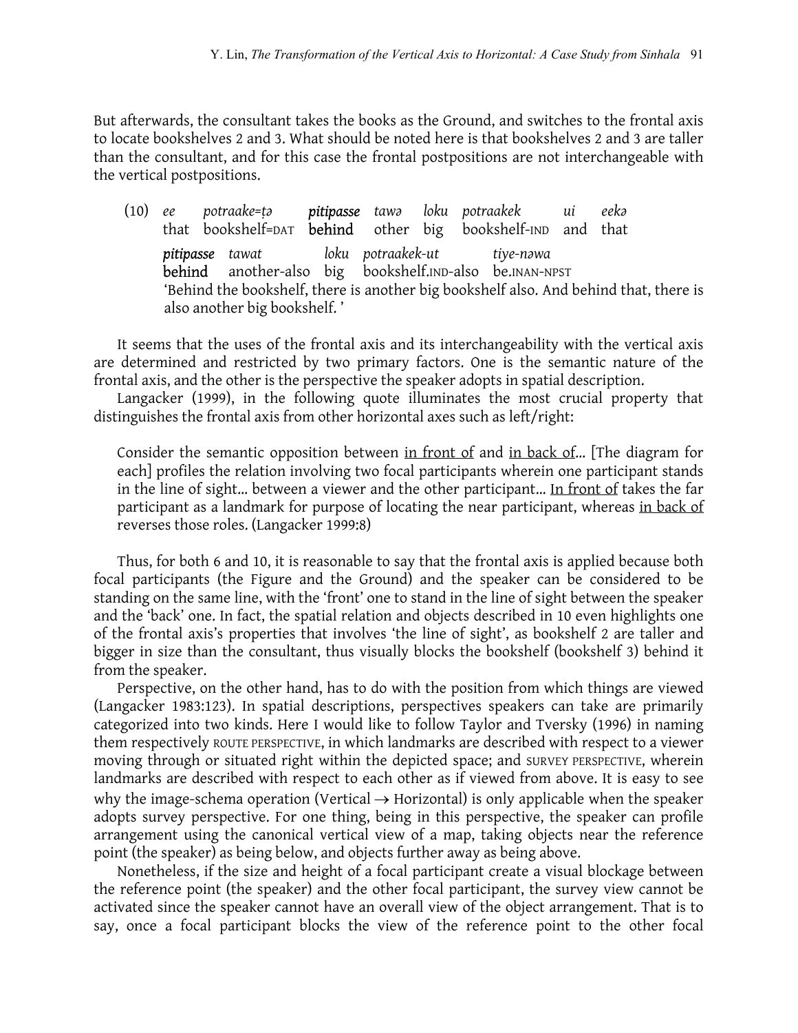But afterwards, the consultant takes the books as the Ground, and switches to the frontal axis to locate bookshelves 2 and 3. What should be noted here is that bookshelves 2 and 3 are taller than the consultant, and for this case the frontal postpositions are not interchangeable with the vertical postpositions.

(10) *ee* *potraake=ṭə* ***pitipasse*** *tawə* *loku* *potraakek* *ui* *eekə*
that bookshelf=DAT **behind** other big bookshelf-IND and that

***pitipasse*** *tawat* *loku* *potraakek-ut* *tiye-nəwa*
**behind** another-also big bookshelf.IND-also be.INAN-NPST

'Behind the bookshelf, there is another big bookshelf also. And behind that, there is also another big bookshelf. '

It seems that the uses of the frontal axis and its interchangeability with the vertical axis are determined and restricted by two primary factors. One is the semantic nature of the frontal axis, and the other is the perspective the speaker adopts in spatial description.

Langacker (1999), in the following quote illuminates the most crucial property that distinguishes the frontal axis from other horizontal axes such as left/right:

> Consider the semantic opposition between <u>in front of</u> and <u>in back of</u>... [The diagram for each] profiles the relation involving two focal participants wherein one participant stands in the line of sight... between a viewer and the other participant... <u>In front of</u> takes the far participant as a landmark for purpose of locating the near participant, whereas <u>in back of</u> reverses those roles. (Langacker 1999:8)

Thus, for both 6 and 10, it is reasonable to say that the frontal axis is applied because both focal participants (the Figure and the Ground) and the speaker can be considered to be standing on the same line, with the 'front' one to stand in the line of sight between the speaker and the 'back' one. In fact, the spatial relation and objects described in 10 even highlights one of the frontal axis's properties that involves 'the line of sight', as bookshelf 2 are taller and bigger in size than the consultant, thus visually blocks the bookshelf (bookshelf 3) behind it from the speaker.

Perspective, on the other hand, has to do with the position from which things are viewed (Langacker 1983:123). In spatial descriptions, perspectives speakers can take are primarily categorized into two kinds. Here I would like to follow Taylor and Tversky (1996) in naming them respectively ROUTE PERSPECTIVE, in which landmarks are described with respect to a viewer moving through or situated right within the depicted space; and SURVEY PERSPECTIVE, wherein landmarks are described with respect to each other as if viewed from above. It is easy to see why the image-schema operation (Vertical $\rightarrow$ Horizontal) is only applicable when the speaker adopts survey perspective. For one thing, being in this perspective, the speaker can profile arrangement using the canonical vertical view of a map, taking objects near the reference point (the speaker) as being below, and objects further away as being above.

Nonetheless, if the size and height of a focal participant create a visual blockage between the reference point (the speaker) and the other focal participant, the survey view cannot be activated since the speaker cannot have an overall view of the object arrangement. That is to say, once a focal participant blocks the view of the reference point to the other focal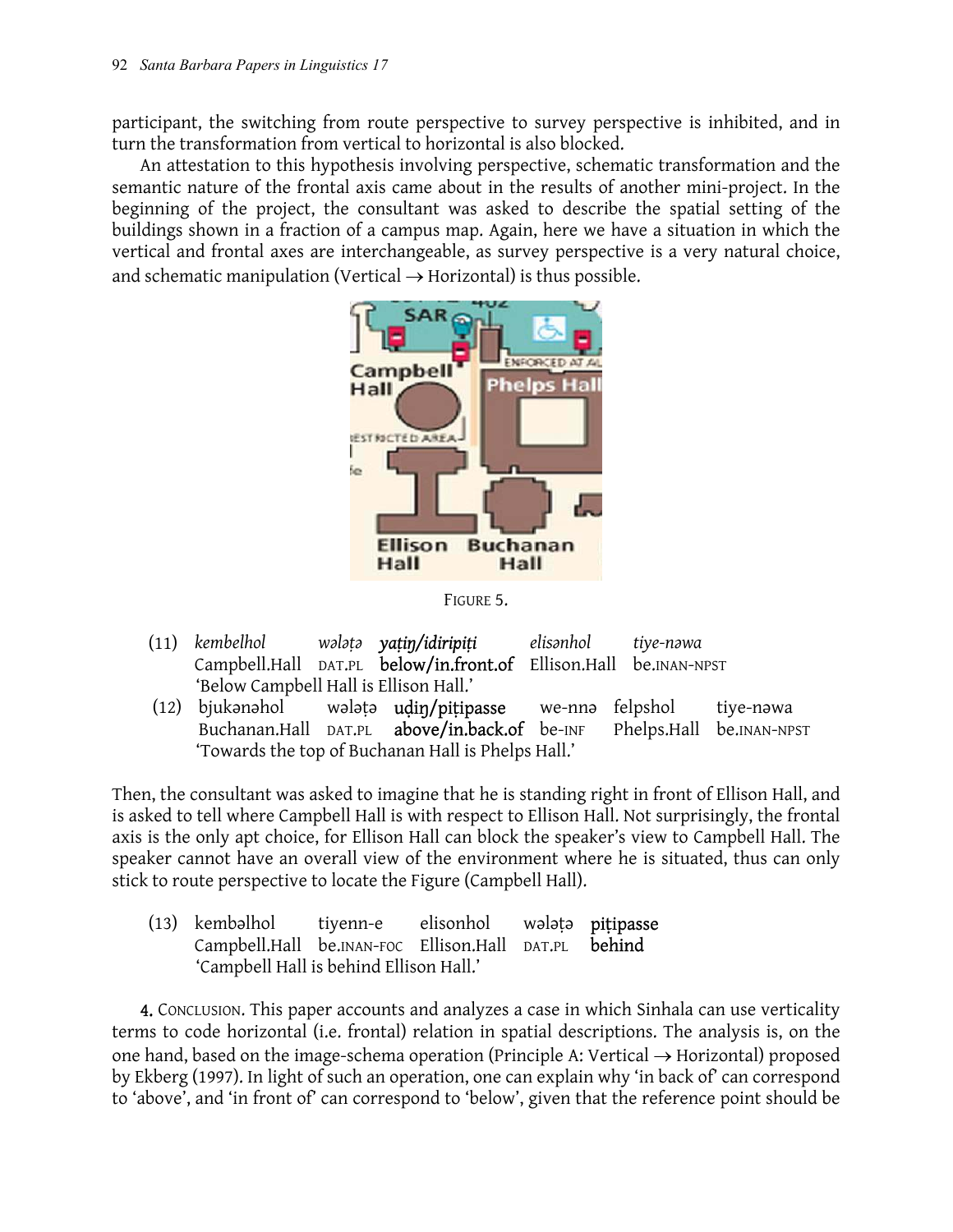participant, the switching from route perspective to survey perspective is inhibited, and in turn the transformation from vertical to horizontal is also blocked.

An attestation to this hypothesis involving perspective, schematic transformation and the semantic nature of the frontal axis came about in the results of another mini-project. In the beginning of the project, the consultant was asked to describe the spatial setting of the buildings shown in a fraction of a campus map. Again, here we have a situation in which the vertical and frontal axes are interchangeable, as survey perspective is a very natural choice, and schematic manipulation (Vertical → Horizontal) is thus possible.

FIGURE 5.

(11) *kembelhol* *wələṭə* ***yaṭiŋ/idiripiṭi*** *elisənhol* *tiye-nəwa*
Campbell.Hall DAT.PL **below/in.front.of** Ellison.Hall be.INAN-NPST
'Below Campbell Hall is Ellison Hall.'

(12) bjukənəhol wələṭə **uḍiŋ/piṭipasse** we-nnə felpshol tiye-nəwa
Buchanan.Hall DAT.PL **above/in.back.of** be-INF Phelps.Hall be.INAN-NPST
'Towards the top of Buchanan Hall is Phelps Hall.'

Then, the consultant was asked to imagine that he is standing right in front of Ellison Hall, and is asked to tell where Campbell Hall is with respect to Ellison Hall. Not surprisingly, the frontal axis is the only apt choice, for Ellison Hall can block the speaker's view to Campbell Hall. The speaker cannot have an overall view of the environment where he is situated, thus can only stick to route perspective to locate the Figure (Campbell Hall).

(13) kembəlhol tiyenn-e elisonhol wələṭə **piṭipasse**
Campbell.Hall be.INAN-FOC Ellison.Hall DAT.PL **behind**
'Campbell Hall is behind Ellison Hall.'

**4.** CONCLUSION. This paper accounts and analyzes a case in which Sinhala can use verticality terms to code horizontal (i.e. frontal) relation in spatial descriptions. The analysis is, on the one hand, based on the image-schema operation (Principle A: Vertical → Horizontal) proposed by Ekberg (1997). In light of such an operation, one can explain why 'in back of' can correspond to 'above', and 'in front of' can correspond to 'below', given that the reference point should be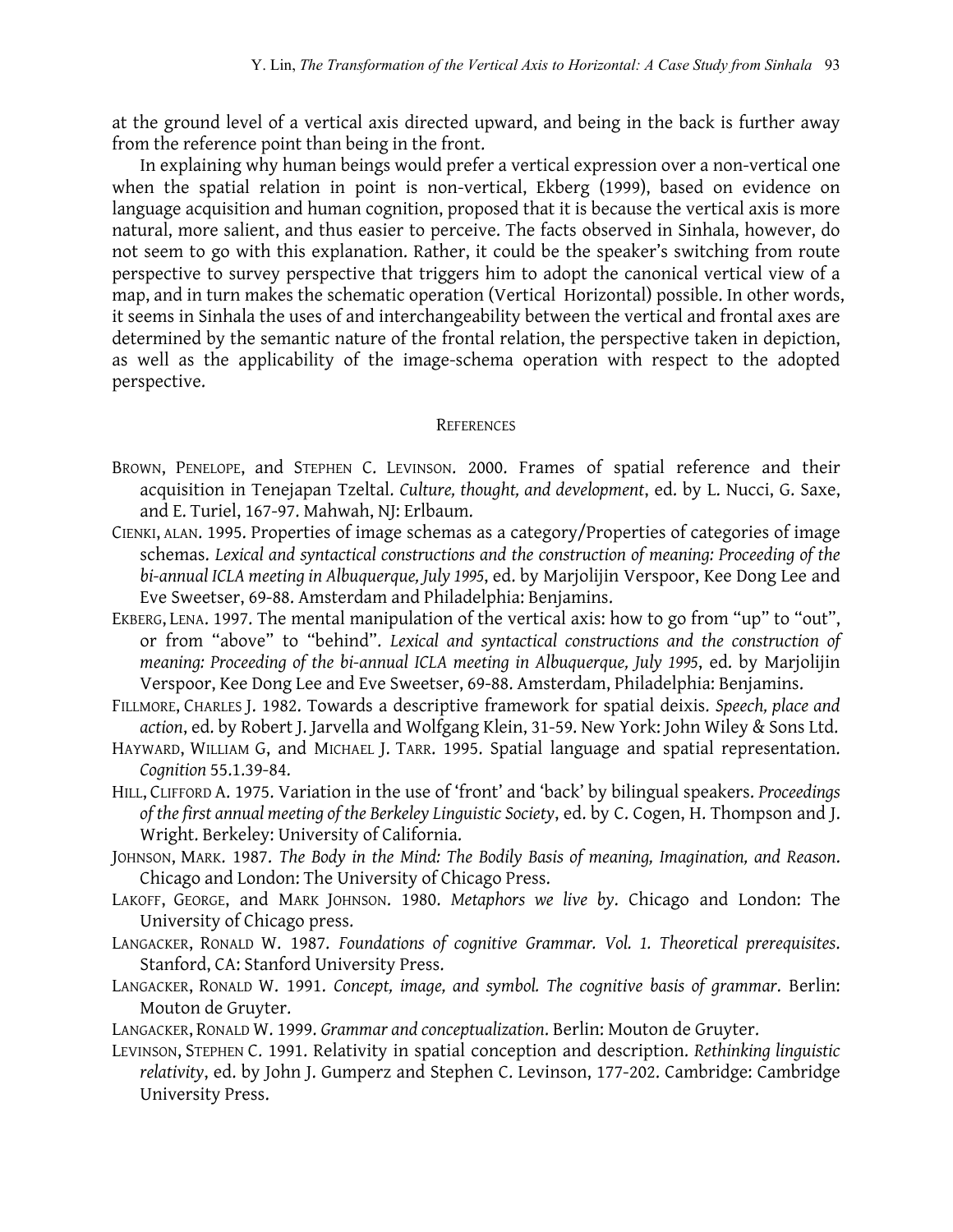at the ground level of a vertical axis directed upward, and being in the back is further away from the reference point than being in the front.

In explaining why human beings would prefer a vertical expression over a non-vertical one when the spatial relation in point is non-vertical, Ekberg (1999), based on evidence on language acquisition and human cognition, proposed that it is because the vertical axis is more natural, more salient, and thus easier to perceive. The facts observed in Sinhala, however, do not seem to go with this explanation. Rather, it could be the speaker's switching from route perspective to survey perspective that triggers him to adopt the canonical vertical view of a map, and in turn makes the schematic operation (Vertical Horizontal) possible. In other words, it seems in Sinhala the uses of and interchangeability between the vertical and frontal axes are determined by the semantic nature of the frontal relation, the perspective taken in depiction, as well as the applicability of the image-schema operation with respect to the adopted perspective.

## REFERENCES

BROWN, PENELOPE, and STEPHEN C. LEVINSON. 2000. Frames of spatial reference and their acquisition in Tenejapan Tzeltal. *Culture, thought, and development*, ed. by L. Nucci, G. Saxe, and E. Turiel, 167-97. Mahwah, NJ: Erlbaum.

CIENKI, ALAN. 1995. Properties of image schemas as a category/Properties of categories of image schemas. *Lexical and syntactical constructions and the construction of meaning: Proceeding of the bi-annual ICLA meeting in Albuquerque, July 1995*, ed. by Marjolijin Verspoor, Kee Dong Lee and Eve Sweetser, 69-88. Amsterdam and Philadelphia: Benjamins.

EKBERG, LENA. 1997. The mental manipulation of the vertical axis: how to go from "up" to "out", or from "above" to "behind". *Lexical and syntactical constructions and the construction of meaning: Proceeding of the bi-annual ICLA meeting in Albuquerque, July 1995*, ed. by Marjolijin Verspoor, Kee Dong Lee and Eve Sweetser, 69-88. Amsterdam, Philadelphia: Benjamins.

FILLMORE, CHARLES J. 1982. Towards a descriptive framework for spatial deixis. *Speech, place and action*, ed. by Robert J. Jarvella and Wolfgang Klein, 31-59. New York: John Wiley & Sons Ltd.

HAYWARD, WILLIAM G, and MICHAEL J. TARR. 1995. Spatial language and spatial representation. *Cognition* 55.1.39-84.

HILL, CLIFFORD A. 1975. Variation in the use of 'front' and 'back' by bilingual speakers. *Proceedings of the first annual meeting of the Berkeley Linguistic Society*, ed. by C. Cogen, H. Thompson and J. Wright. Berkeley: University of California.

JOHNSON, MARK. 1987. *The Body in the Mind: The Bodily Basis of meaning, Imagination, and Reason*. Chicago and London: The University of Chicago Press.

LAKOFF, GEORGE, and MARK JOHNSON. 1980. *Metaphors we live by*. Chicago and London: The University of Chicago press.

LANGACKER, RONALD W. 1987. *Foundations of cognitive Grammar. Vol. 1. Theoretical prerequisites*. Stanford, CA: Stanford University Press.

LANGACKER, RONALD W. 1991. *Concept, image, and symbol. The cognitive basis of grammar*. Berlin: Mouton de Gruyter.

LANGACKER, RONALD W. 1999. *Grammar and conceptualization*. Berlin: Mouton de Gruyter.

LEVINSON, STEPHEN C. 1991. Relativity in spatial conception and description. *Rethinking linguistic relativity*, ed. by John J. Gumperz and Stephen C. Levinson, 177-202. Cambridge: Cambridge University Press.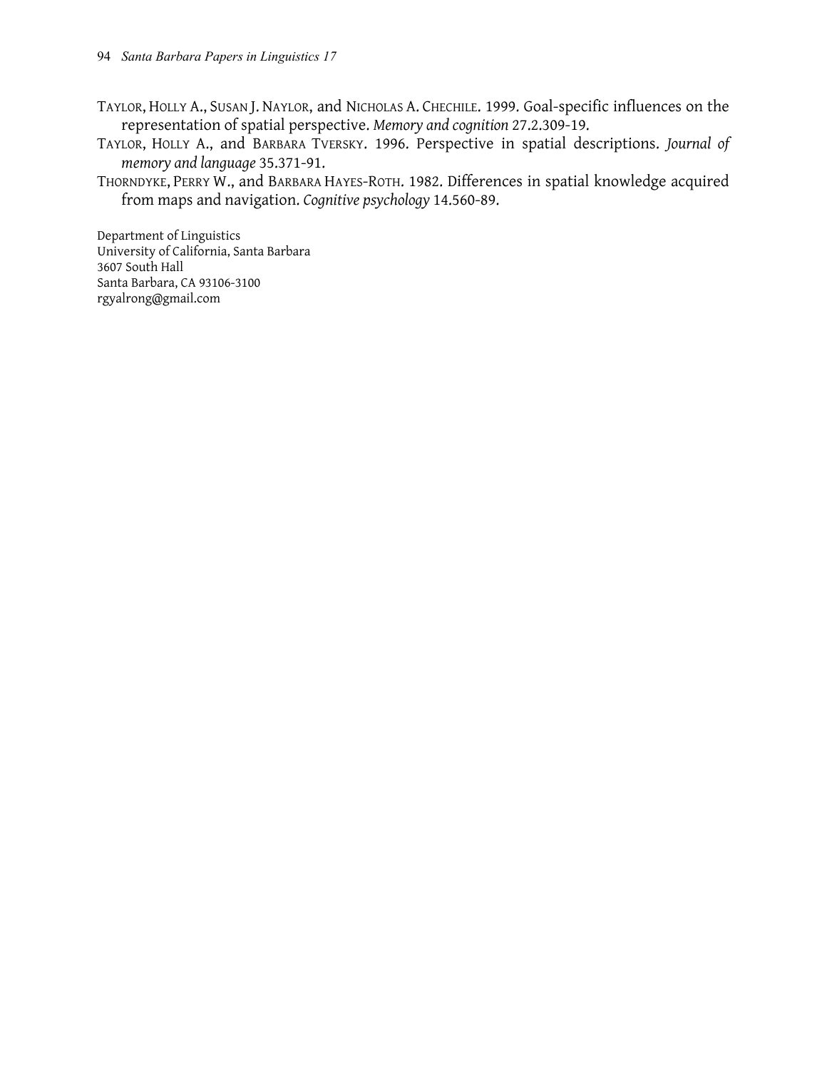TAYLOR, HOLLY A., SUSAN J. NAYLOR, and NICHOLAS A. CHECHILE. 1999. Goal-specific influences on the representation of spatial perspective. *Memory and cognition* 27.2.309-19.

TAYLOR, HOLLY A., and BARBARA TVERSKY. 1996. Perspective in spatial descriptions. *Journal of memory and language* 35.371-91.

THORNDYKE, PERRY W., and BARBARA HAYES-ROTH. 1982. Differences in spatial knowledge acquired from maps and navigation. *Cognitive psychology* 14.560-89.

Department of Linguistics
University of California, Santa Barbara
3607 South Hall
Santa Barbara, CA 93106-3100
rgyalrong@gmail.com